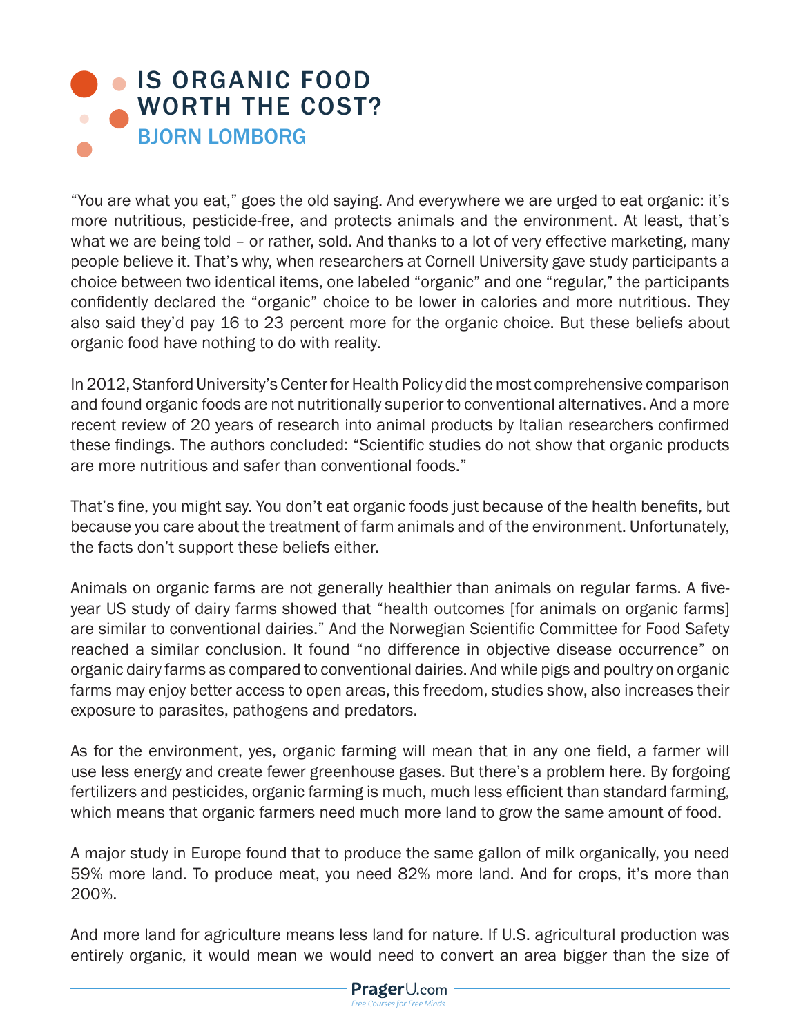# IS ORGANIC FOOD WORTH THE COST?

## BJORN LOMBORG

"You are what you eat," goes the old saying. And everywhere we are urged to eat organic: it's more nutritious, pesticide-free, and protects animals and the environment. At least, that's what we are being told – or rather, sold. And thanks to a lot of very effective marketing, many people believe it. That's why, when researchers at Cornell University gave study participants a choice between two identical items, one labeled "organic" and one "regular," the participants confidently declared the "organic" choice to be lower in calories and more nutritious. They also said they'd pay 16 to 23 percent more for the organic choice. But these beliefs about organic food have nothing to do with reality.

In 2012, Stanford University's Center for Health Policy did the most comprehensive comparison and found organic foods are not nutritionally superior to conventional alternatives. And a more recent review of 20 years of research into animal products by Italian researchers confirmed these findings. The authors concluded: "Scientific studies do not show that organic products are more nutritious and safer than conventional foods."

That's fine, you might say. You don't eat organic foods just because of the health benefits, but because you care about the treatment of farm animals and of the environment. Unfortunately, the facts don't support these beliefs either.

Animals on organic farms are not generally healthier than animals on regular farms. A five-year US study of dairy farms showed that "health outcomes [for animals on organic farms] are similar to conventional dairies." And the Norwegian Scientific Committee for Food Safety reached a similar conclusion. It found "no difference in objective disease occurrence" on organic dairy farms as compared to conventional dairies. And while pigs and poultry on organic farms may enjoy better access to open areas, this freedom, studies show, also increases their exposure to parasites, pathogens and predators.

As for the environment, yes, organic farming will mean that in any one field, a farmer will use less energy and create fewer greenhouse gases. But there's a problem here. By forgoing fertilizers and pesticides, organic farming is much, much less efficient than standard farming, which means that organic farmers need much more land to grow the same amount of food.

A major study in Europe found that to produce the same gallon of milk organically, you need 59% more land. To produce meat, you need 82% more land. And for crops, it's more than 200%.

And more land for agriculture means less land for nature. If U.S. agricultural production was entirely organic, it would mean we would need to convert an area bigger than the size of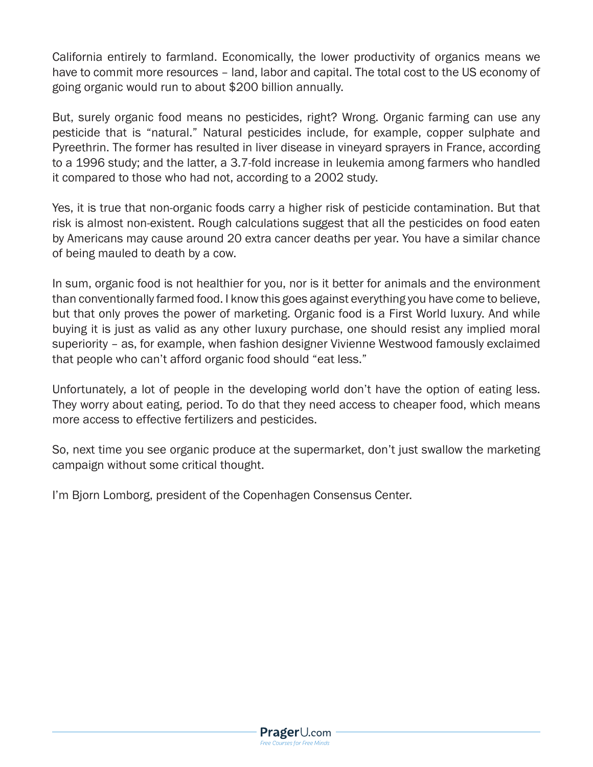California entirely to farmland. Economically, the lower productivity of organics means we have to commit more resources – land, labor and capital. The total cost to the US economy of going organic would run to about $200 billion annually.

But, surely organic food means no pesticides, right? Wrong. Organic farming can use any pesticide that is "natural." Natural pesticides include, for example, copper sulphate and Pyreethrin. The former has resulted in liver disease in vineyard sprayers in France, according to a 1996 study; and the latter, a 3.7-fold increase in leukemia among farmers who handled it compared to those who had not, according to a 2002 study.

Yes, it is true that non-organic foods carry a higher risk of pesticide contamination. But that risk is almost non-existent. Rough calculations suggest that all the pesticides on food eaten by Americans may cause around 20 extra cancer deaths per year. You have a similar chance of being mauled to death by a cow.

In sum, organic food is not healthier for you, nor is it better for animals and the environment than conventionally farmed food. I know this goes against everything you have come to believe, but that only proves the power of marketing. Organic food is a First World luxury. And while buying it is just as valid as any other luxury purchase, one should resist any implied moral superiority – as, for example, when fashion designer Vivienne Westwood famously exclaimed that people who can't afford organic food should "eat less."

Unfortunately, a lot of people in the developing world don't have the option of eating less. They worry about eating, period. To do that they need access to cheaper food, which means more access to effective fertilizers and pesticides.

So, next time you see organic produce at the supermarket, don't just swallow the marketing campaign without some critical thought.

I'm Bjorn Lomborg, president of the Copenhagen Consensus Center.